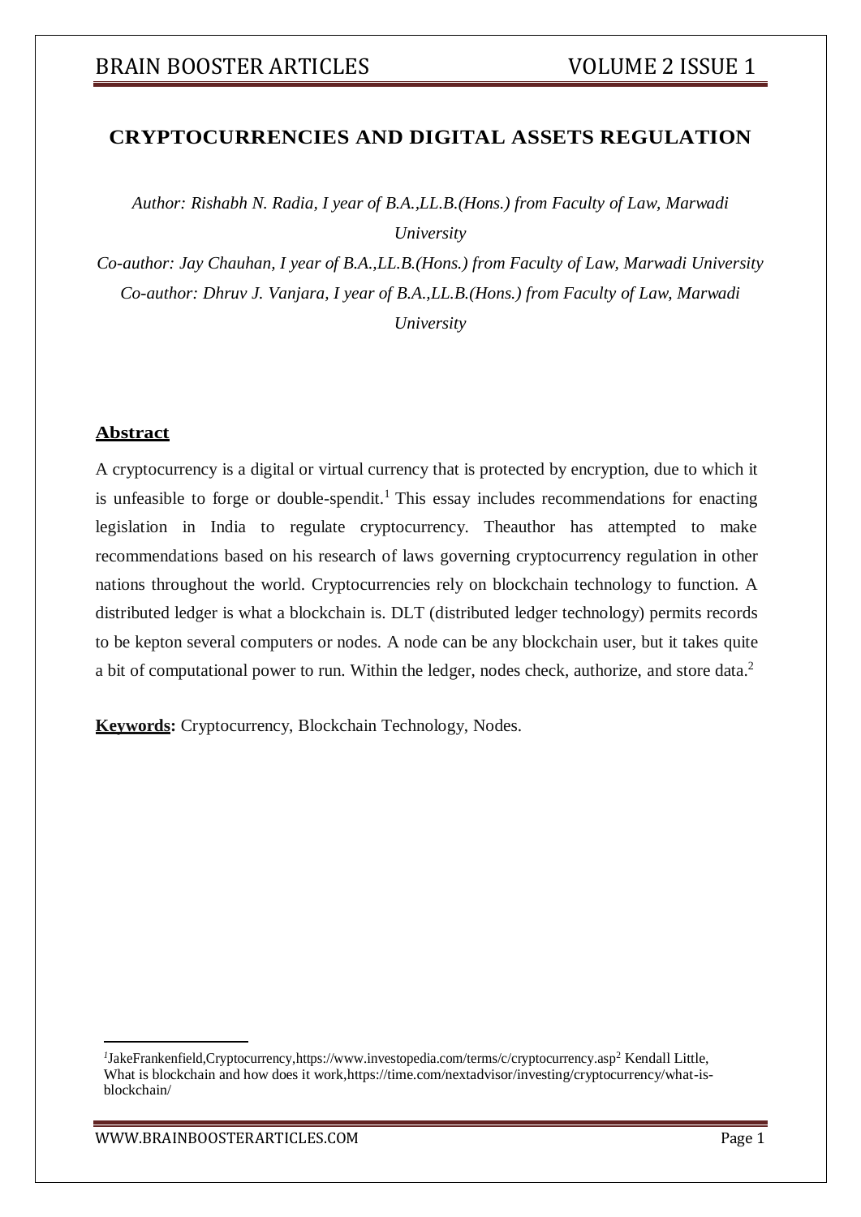# CRYPTOCURRENCIES AND DIGITAL ASSETS REGULATION

*Author: Rishabh N. Radia, I year of B.A.,LL.B.(Hons.) from Faculty of Law, Marwadi University*

*Co-author: Jay Chauhan, I year of B.A.,LL.B.(Hons.) from Faculty of Law, Marwadi University*

*Co-author: Dhruv J. Vanjara, I year of B.A.,LL.B.(Hons.) from Faculty of Law, Marwadi University*

## Abstract

A cryptocurrency is a digital or virtual currency that is protected by encryption, due to which it is unfeasible to forge or double-spendit.[1] This essay includes recommendations for enacting legislation in India to regulate cryptocurrency. Theauthor has attempted to make recommendations based on his research of laws governing cryptocurrency regulation in other nations throughout the world. Cryptocurrencies rely on blockchain technology to function. A distributed ledger is what a blockchain is. DLT (distributed ledger technology) permits records to be kepton several computers or nodes. A node can be any blockchain user, but it takes quite a bit of computational power to run. Within the ledger, nodes check, authorize, and store data.[2]

**Keywords:** Cryptocurrency, Blockchain Technology, Nodes.

---

[1] JakeFrankenfield,Cryptocurrency,https://www.investopedia.com/terms/c/cryptocurrency.asp

[2] Kendall Little, What is blockchain and how does it work,https://time.com/nextadvisor/investing/cryptocurrency/what-is-blockchain/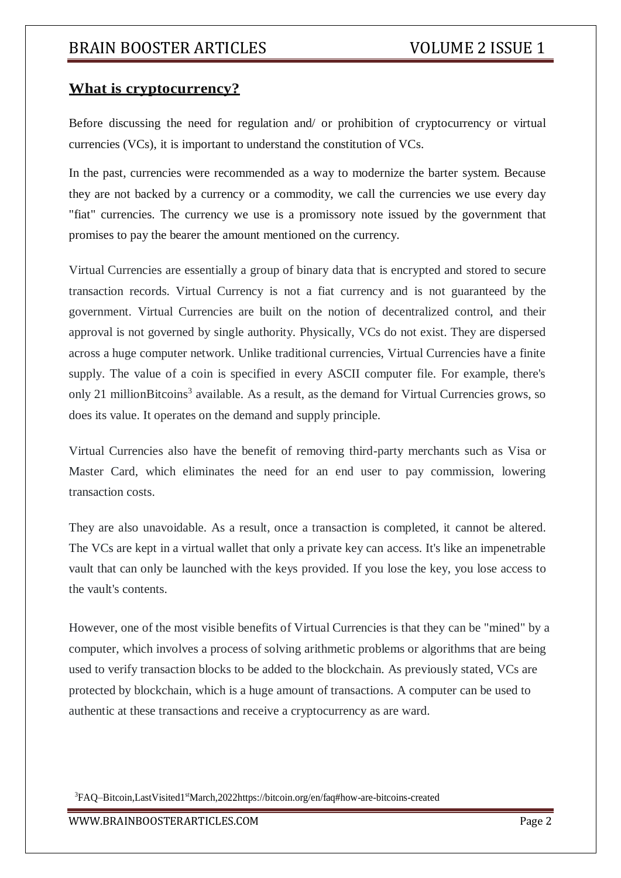## What is cryptocurrency?

Before discussing the need for regulation and/ or prohibition of cryptocurrency or virtual currencies (VCs), it is important to understand the constitution of VCs.

In the past, currencies were recommended as a way to modernize the barter system. Because they are not backed by a currency or a commodity, we call the currencies we use every day "fiat" currencies. The currency we use is a promissory note issued by the government that promises to pay the bearer the amount mentioned on the currency.

Virtual Currencies are essentially a group of binary data that is encrypted and stored to secure transaction records. Virtual Currency is not a fiat currency and is not guaranteed by the government. Virtual Currencies are built on the notion of decentralized control, and their approval is not governed by single authority. Physically, VCs do not exist. They are dispersed across a huge computer network. Unlike traditional currencies, Virtual Currencies have a finite supply. The value of a coin is specified in every ASCII computer file. For example, there's only 21 millionBitcoins[3] available. As a result, as the demand for Virtual Currencies grows, so does its value. It operates on the demand and supply principle.

Virtual Currencies also have the benefit of removing third-party merchants such as Visa or Master Card, which eliminates the need for an end user to pay commission, lowering transaction costs.

They are also unavoidable. As a result, once a transaction is completed, it cannot be altered. The VCs are kept in a virtual wallet that only a private key can access. It's like an impenetrable vault that can only be launched with the keys provided. If you lose the key, you lose access to the vault's contents.

However, one of the most visible benefits of Virtual Currencies is that they can be "mined" by a computer, which involves a process of solving arithmetic problems or algorithms that are being used to verify transaction blocks to be added to the blockchain. As previously stated, VCs are protected by blockchain, which is a huge amount of transactions. A computer can be used to authentic at these transactions and receive a cryptocurrency as are ward.

[3] FAQ–Bitcoin,LastVisited1st March,2022https://bitcoin.org/en/faq#how-are-bitcoins-created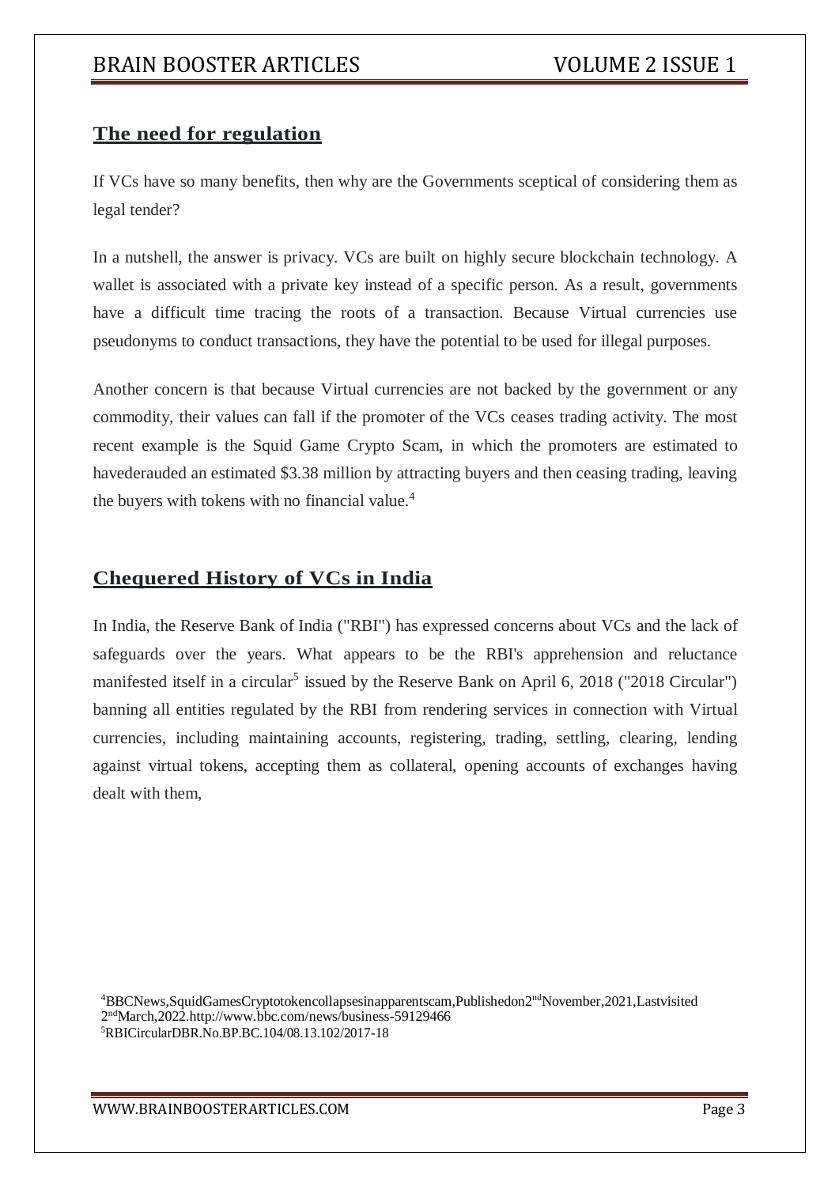## The need for regulation

If VCs have so many benefits, then why are the Governments sceptical of considering them as legal tender?

In a nutshell, the answer is privacy. VCs are built on highly secure blockchain technology. A wallet is associated with a private key instead of a specific person. As a result, governments have a difficult time tracing the roots of a transaction. Because Virtual currencies use pseudonyms to conduct transactions, they have the potential to be used for illegal purposes.

Another concern is that because Virtual currencies are not backed by the government or any commodity, their values can fall if the promoter of the VCs ceases trading activity. The most recent example is the Squid Game Crypto Scam, in which the promoters are estimated to havederauded an estimated $3.38 million by attracting buyers and then ceasing trading, leaving the buyers with tokens with no financial value.[4]

## Chequered History of VCs in India

In India, the Reserve Bank of India ("RBI") has expressed concerns about VCs and the lack of safeguards over the years. What appears to be the RBI's apprehension and reluctance manifested itself in a circular[5] issued by the Reserve Bank on April 6, 2018 ("2018 Circular") banning all entities regulated by the RBI from rendering services in connection with Virtual currencies, including maintaining accounts, registering, trading, settling, clearing, lending against virtual tokens, accepting them as collateral, opening accounts of exchanges having dealt with them,

[4] BBCNews,SquidGamesCryptotokencollapsesinapparentscam,Publishedon2nd November,2021,Lastvisited 2nd March,2022.http://www.bbc.com/news/business-59129466

[5] RBICircularDBR.No.BP.BC.104/08.13.102/2017-18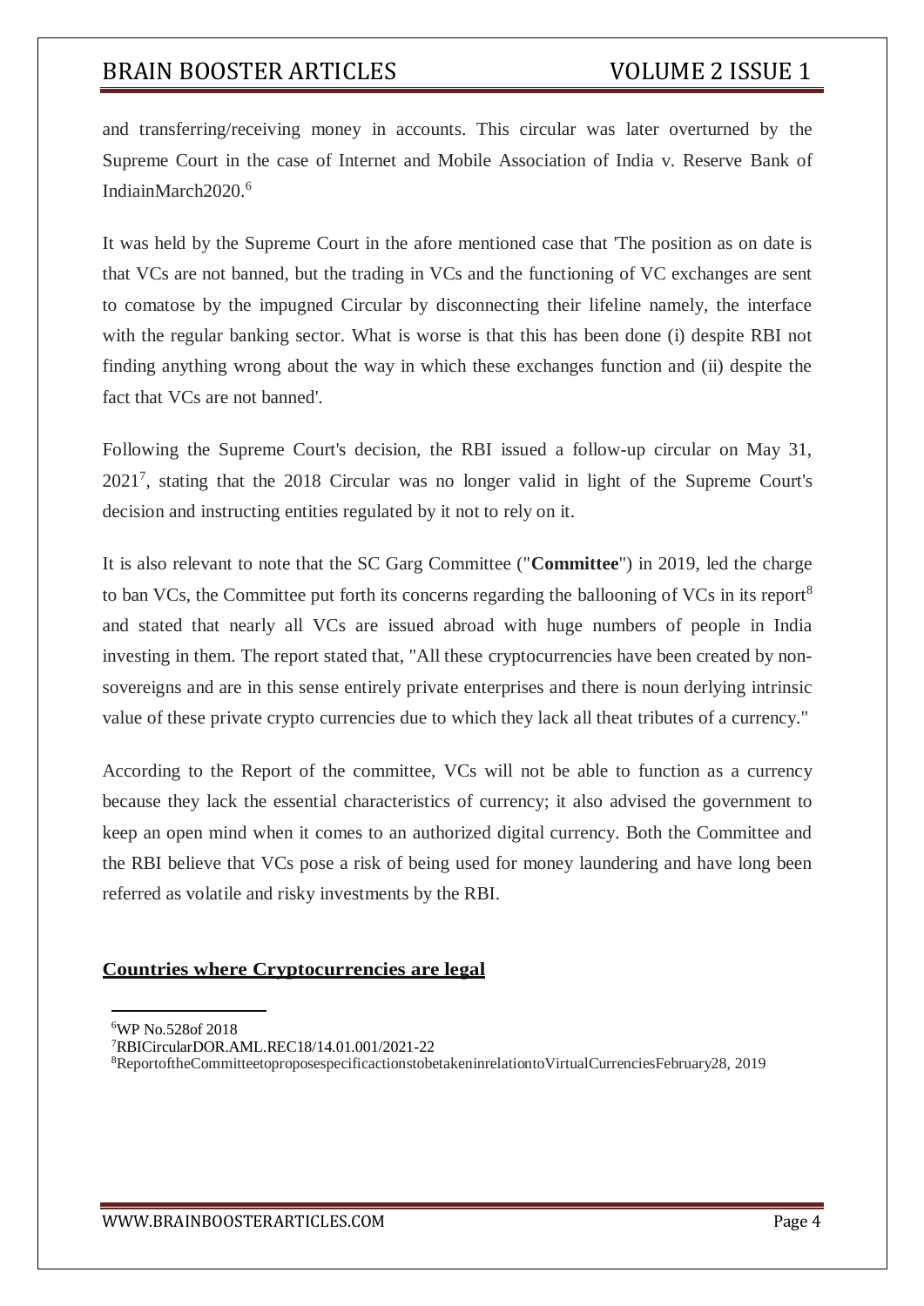and transferring/receiving money in accounts. This circular was later overturned by the Supreme Court in the case of Internet and Mobile Association of India v. Reserve Bank of IndiainMarch2020.[6]

It was held by the Supreme Court in the afore mentioned case that 'The position as on date is that VCs are not banned, but the trading in VCs and the functioning of VC exchanges are sent to comatose by the impugned Circular by disconnecting their lifeline namely, the interface with the regular banking sector. What is worse is that this has been done (i) despite RBI not finding anything wrong about the way in which these exchanges function and (ii) despite the fact that VCs are not banned'.

Following the Supreme Court's decision, the RBI issued a follow-up circular on May 31, 2021[7], stating that the 2018 Circular was no longer valid in light of the Supreme Court's decision and instructing entities regulated by it not to rely on it.

It is also relevant to note that the SC Garg Committee ("**Committee**") in 2019, led the charge to ban VCs, the Committee put forth its concerns regarding the ballooning of VCs in its report[8] and stated that nearly all VCs are issued abroad with huge numbers of people in India investing in them. The report stated that, "All these cryptocurrencies have been created by non-sovereigns and are in this sense entirely private enterprises and there is noun derlying intrinsic value of these private crypto currencies due to which they lack all theat tributes of a currency."

According to the Report of the committee, VCs will not be able to function as a currency because they lack the essential characteristics of currency; it also advised the government to keep an open mind when it comes to an authorized digital currency. Both the Committee and the RBI believe that VCs pose a risk of being used for money laundering and have long been referred as volatile and risky investments by the RBI.

## Countries where Cryptocurrencies are legal

---

[6] WP No.528of 2018

[7] RBICircularDOR.AML.REC18/14.01.001/2021-22

[8] ReportoftheCommitteetoproposespecificactionstobetakeninrelationtoVirtualCurrenciesFebruary28, 2019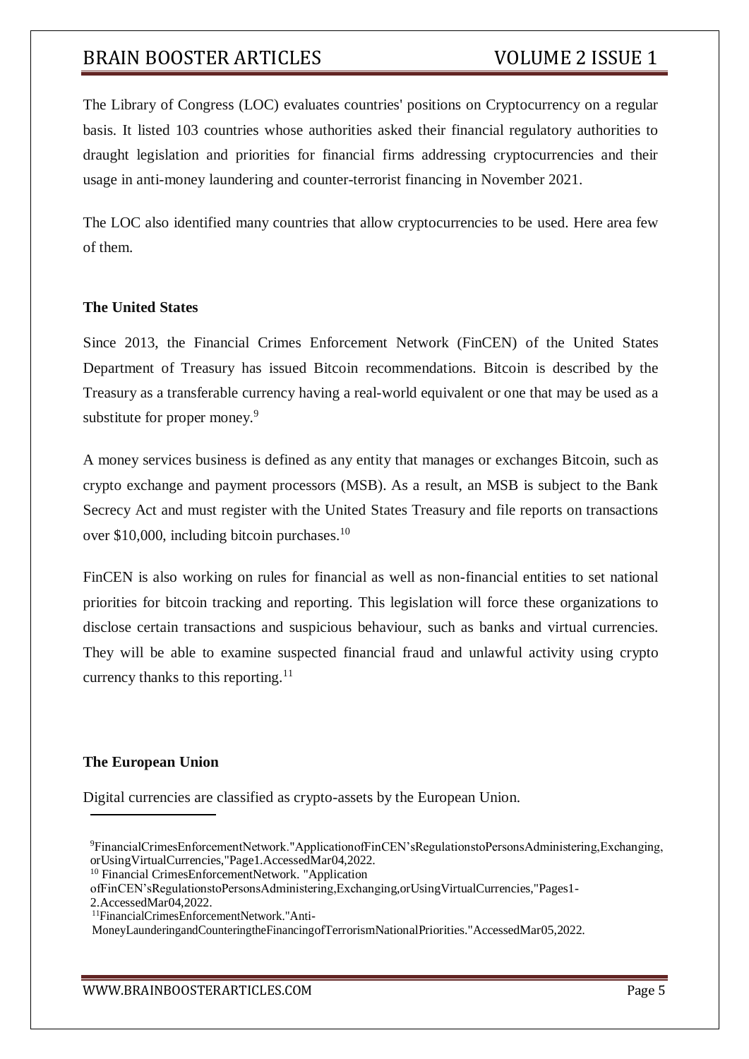The Library of Congress (LOC) evaluates countries' positions on Cryptocurrency on a regular basis. It listed 103 countries whose authorities asked their financial regulatory authorities to draught legislation and priorities for financial firms addressing cryptocurrencies and their usage in anti-money laundering and counter-terrorist financing in November 2021.

The LOC also identified many countries that allow cryptocurrencies to be used. Here area few of them.

**The United States**

Since 2013, the Financial Crimes Enforcement Network (FinCEN) of the United States Department of Treasury has issued Bitcoin recommendations. Bitcoin is described by the Treasury as a transferable currency having a real-world equivalent or one that may be used as a substitute for proper money.[9]

A money services business is defined as any entity that manages or exchanges Bitcoin, such as crypto exchange and payment processors (MSB). As a result, an MSB is subject to the Bank Secrecy Act and must register with the United States Treasury and file reports on transactions over $10,000, including bitcoin purchases.[10]

FinCEN is also working on rules for financial as well as non-financial entities to set national priorities for bitcoin tracking and reporting. This legislation will force these organizations to disclose certain transactions and suspicious behaviour, such as banks and virtual currencies. They will be able to examine suspected financial fraud and unlawful activity using crypto currency thanks to this reporting.[11]

**The European Union**

Digital currencies are classified as crypto-assets by the European Union.

---

[9]FinancialCrimesEnforcementNetwork."ApplicationofFinCEN'sRegulationstoPersonsAdministering,Exchanging,orUsingVirtualCurrencies,"Page1.AccessedMar04,2022.

[10] Financial CrimesEnforcementNetwork. "Application ofFinCEN'sRegulationstoPersonsAdministering,Exchanging,orUsingVirtualCurrencies,"Pages1-2.AccessedMar04,2022.

[11]FinancialCrimesEnforcementNetwork."Anti-MoneyLaunderingandCounteringtheFinancingofTerrorismNationalPriorities."AccessedMar05,2022.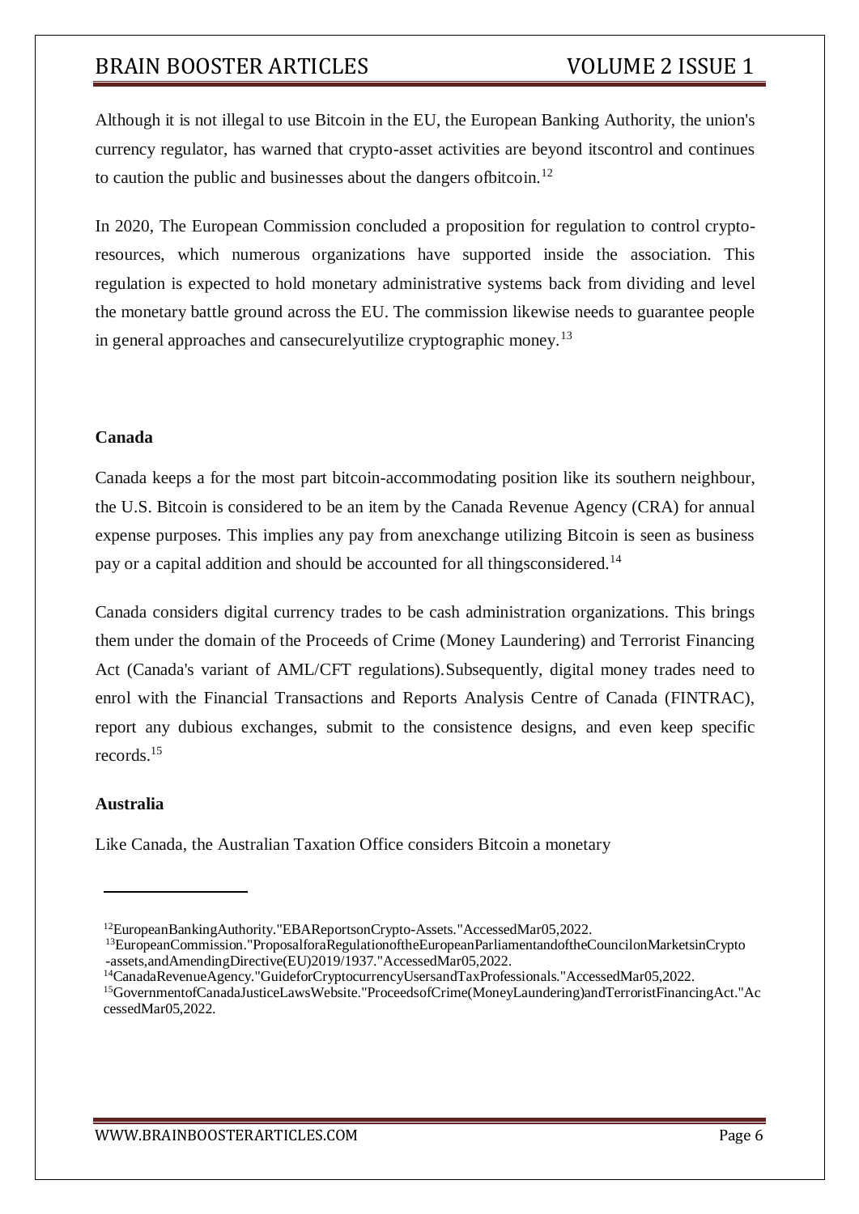Although it is not illegal to use Bitcoin in the EU, the European Banking Authority, the union's currency regulator, has warned that crypto-asset activities are beyond itscontrol and continues to caution the public and businesses about the dangers ofbitcoin.[12]

In 2020, The European Commission concluded a proposition for regulation to control crypto-resources, which numerous organizations have supported inside the association. This regulation is expected to hold monetary administrative systems back from dividing and level the monetary battle ground across the EU. The commission likewise needs to guarantee people in general approaches and cansecurelyutilize cryptographic money.[13]

**Canada**

Canada keeps a for the most part bitcoin-accommodating position like its southern neighbour, the U.S. Bitcoin is considered to be an item by the Canada Revenue Agency (CRA) for annual expense purposes. This implies any pay from anexchange utilizing Bitcoin is seen as business pay or a capital addition and should be accounted for all thingsconsidered.[14]

Canada considers digital currency trades to be cash administration organizations. This brings them under the domain of the Proceeds of Crime (Money Laundering) and Terrorist Financing Act (Canada's variant of AML/CFT regulations). Subsequently, digital money trades need to enrol with the Financial Transactions and Reports Analysis Centre of Canada (FINTRAC), report any dubious exchanges, submit to the consistence designs, and even keep specific records.[15]

**Australia**

Like Canada, the Australian Taxation Office considers Bitcoin a monetary

---

[12] EuropeanBankingAuthority."EBAReportsonCrypto-Assets."AccessedMar05,2022.

[13] EuropeanCommission."ProposalforaRegulationoftheEuropeanParliamentandoftheCouncilonMarketsinCrypto-assets,andAmendingDirective(EU)2019/1937."AccessedMar05,2022.

[14] CanadaRevenueAgency."GuideforCryptocurrencyUsersandTaxProfessionals."AccessedMar05,2022.

[15] GovernmentofCanadaJusticeLawsWebsite."ProceedsofCrime(MoneyLaundering)andTerroristFinancingAct."AccessedMar05,2022.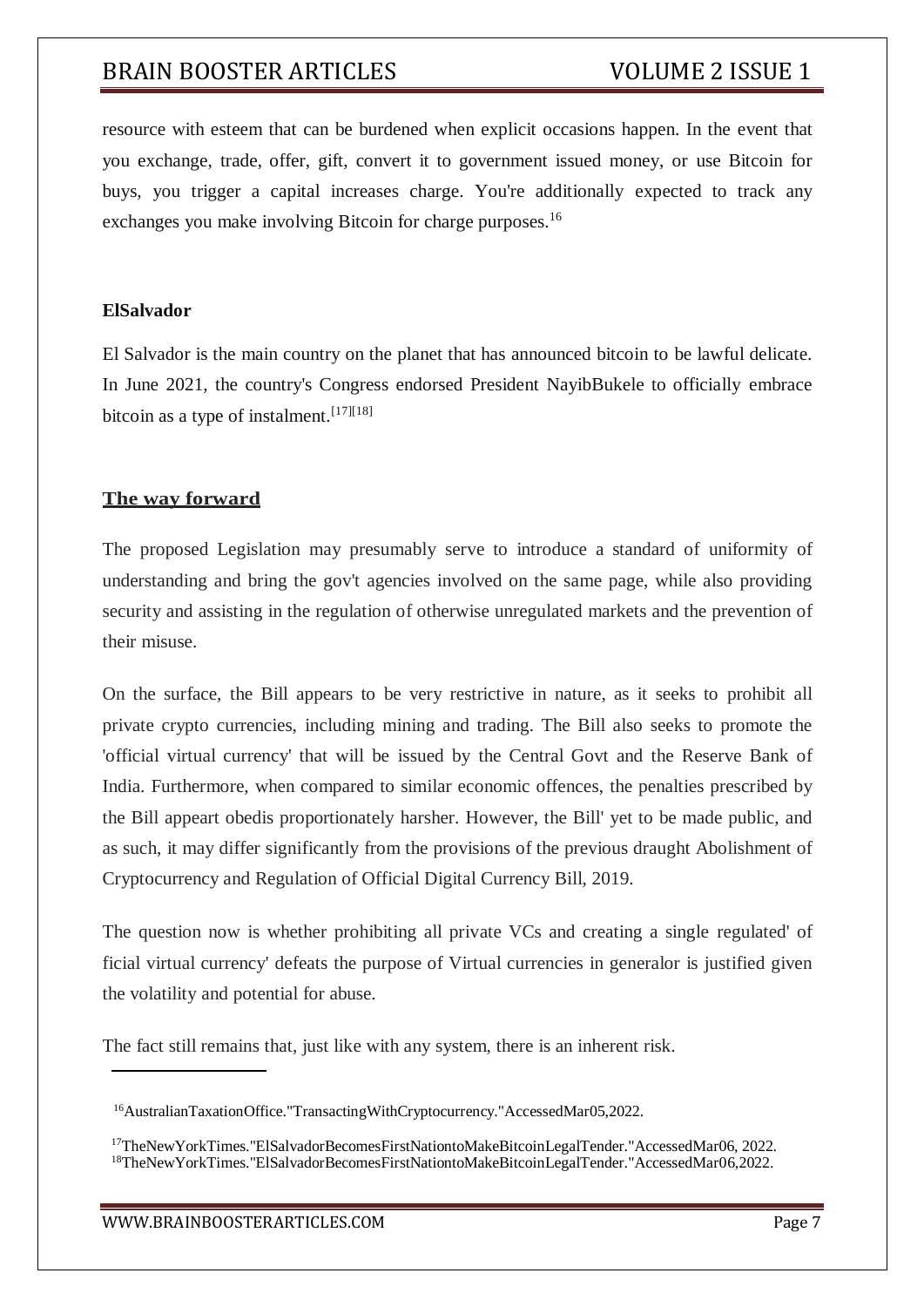resource with esteem that can be burdened when explicit occasions happen. In the event that you exchange, trade, offer, gift, convert it to government issued money, or use Bitcoin for buys, you trigger a capital increases charge. You're additionally expected to track any exchanges you make involving Bitcoin for charge purposes.[16]

**ElSalvador**

El Salvador is the main country on the planet that has announced bitcoin to be lawful delicate. In June 2021, the country's Congress endorsed President NayibBukele to officially embrace bitcoin as a type of instalment.[17][18]

## The way forward

The proposed Legislation may presumably serve to introduce a standard of uniformity of understanding and bring the gov't agencies involved on the same page, while also providing security and assisting in the regulation of otherwise unregulated markets and the prevention of their misuse.

On the surface, the Bill appears to be very restrictive in nature, as it seeks to prohibit all private crypto currencies, including mining and trading. The Bill also seeks to promote the 'official virtual currency' that will be issued by the Central Govt and the Reserve Bank of India. Furthermore, when compared to similar economic offences, the penalties prescribed by the Bill appeart obedis proportionately harsher. However, the Bill' yet to be made public, and as such, it may differ significantly from the provisions of the previous draught Abolishment of Cryptocurrency and Regulation of Official Digital Currency Bill, 2019.

The question now is whether prohibiting all private VCs and creating a single regulated' of ficial virtual currency' defeats the purpose of Virtual currencies in generalor is justified given the volatility and potential for abuse.

The fact still remains that, just like with any system, there is an inherent risk.

---

[16] AustralianTaxationOffice."TransactingWithCryptocurrency."AccessedMar05,2022.

[17] TheNewYorkTimes."ElSalvadorBecomesFirstNationtoMakeBitcoinLegalTender."AccessedMar06, 2022.
[18] TheNewYorkTimes."ElSalvadorBecomesFirstNationtoMakeBitcoinLegalTender."AccessedMar06,2022.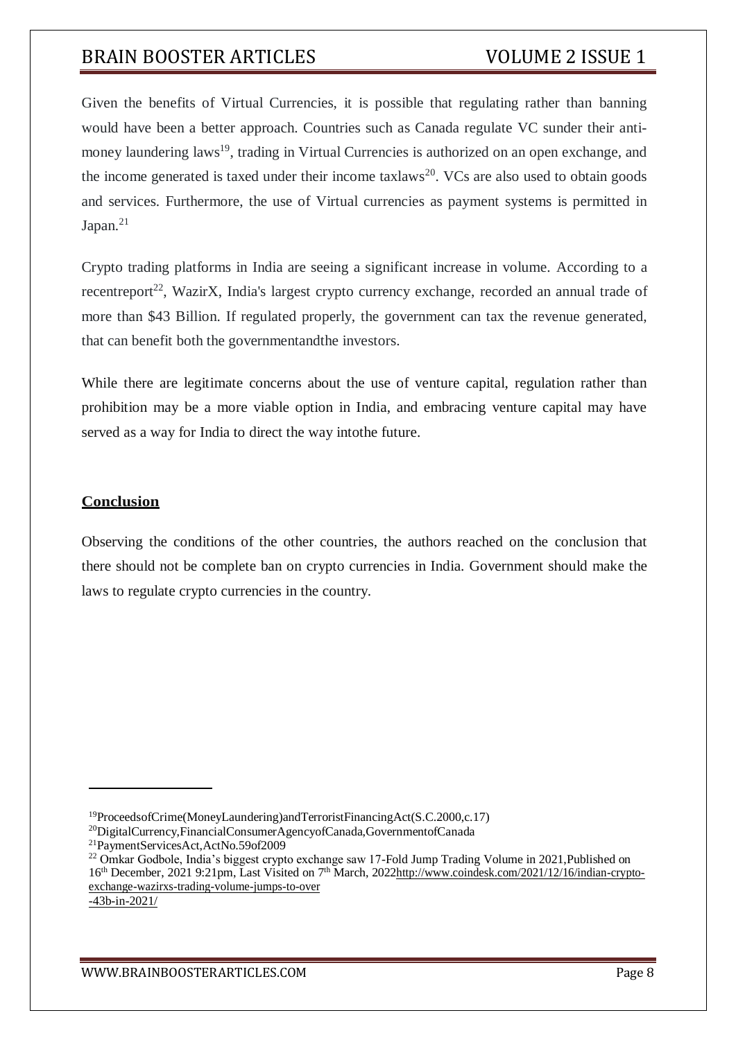Given the benefits of Virtual Currencies, it is possible that regulating rather than banning would have been a better approach. Countries such as Canada regulate VC sunder their anti-money laundering laws[19], trading in Virtual Currencies is authorized on an open exchange, and the income generated is taxed under their income taxlaws[20]. VCs are also used to obtain goods and services. Furthermore, the use of Virtual currencies as payment systems is permitted in Japan.[21]

Crypto trading platforms in India are seeing a significant increase in volume. According to a recentreport[22], WazirX, India's largest crypto currency exchange, recorded an annual trade of more than $43 Billion. If regulated properly, the government can tax the revenue generated, that can benefit both the governmentandthe investors.

While there are legitimate concerns about the use of venture capital, regulation rather than prohibition may be a more viable option in India, and embracing venture capital may have served as a way for India to direct the way intothe future.

## **Conclusion**

Observing the conditions of the other countries, the authors reached on the conclusion that there should not be complete ban on crypto currencies in India. Government should make the laws to regulate crypto currencies in the country.

---

[19] ProceedsofCrime(MoneyLaundering)andTerroristFinancingAct(S.C.2000,c.17)

[20] DigitalCurrency,FinancialConsumerAgencyofCanada,GovernmentofCanada

[21] PaymentServicesAct,ActNo.59of2009

[22] Omkar Godbole, India's biggest crypto exchange saw 17-Fold Jump Trading Volume in 2021,Published on 16th December, 2021 9:21pm, Last Visited on 7th March, 2022http://www.coindesk.com/2021/12/16/indian-crypto-exchange-wazirxs-trading-volume-jumps-to-over-43b-in-2021/